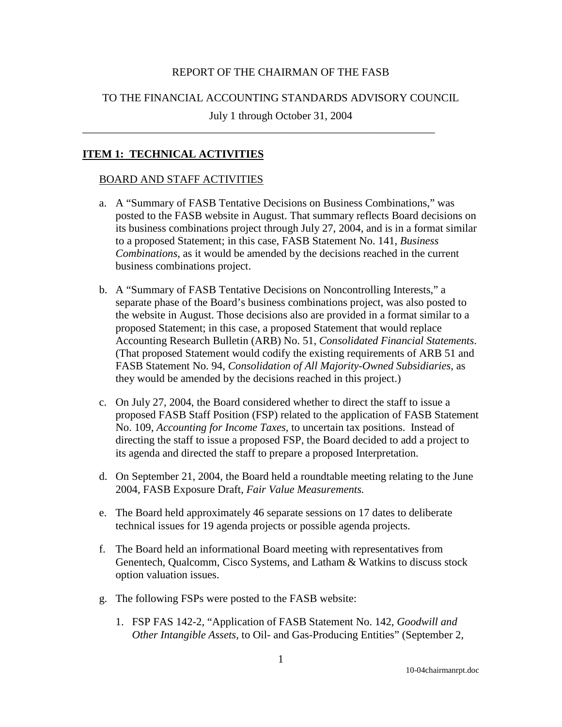REPORT OF THE CHAIRMAN OF THE FASB

TO THE FINANCIAL ACCOUNTING STANDARDS ADVISORY COUNCIL

July 1 through October 31, 2004

---

## **ITEM 1: TECHNICAL ACTIVITIES**

### BOARD AND STAFF ACTIVITIES

a. A "Summary of FASB Tentative Decisions on Business Combinations," was posted to the FASB website in August. That summary reflects Board decisions on its business combinations project through July 27, 2004, and is in a format similar to a proposed Statement; in this case, FASB Statement No. 141, *Business Combinations*, as it would be amended by the decisions reached in the current business combinations project.

b. A "Summary of FASB Tentative Decisions on Noncontrolling Interests," a separate phase of the Board's business combinations project, was also posted to the website in August. Those decisions also are provided in a format similar to a proposed Statement; in this case, a proposed Statement that would replace Accounting Research Bulletin (ARB) No. 51, *Consolidated Financial Statements*. (That proposed Statement would codify the existing requirements of ARB 51 and FASB Statement No. 94, *Consolidation of All Majority-Owned Subsidiaries*, as they would be amended by the decisions reached in this project.)

c. On July 27, 2004, the Board considered whether to direct the staff to issue a proposed FASB Staff Position (FSP) related to the application of FASB Statement No. 109, *Accounting for Income Taxes*, to uncertain tax positions. Instead of directing the staff to issue a proposed FSP, the Board decided to add a project to its agenda and directed the staff to prepare a proposed Interpretation.

d. On September 21, 2004, the Board held a roundtable meeting relating to the June 2004, FASB Exposure Draft, *Fair Value Measurements.*

e. The Board held approximately 46 separate sessions on 17 dates to deliberate technical issues for 19 agenda projects or possible agenda projects.

f. The Board held an informational Board meeting with representatives from Genentech, Qualcomm, Cisco Systems, and Latham & Watkins to discuss stock option valuation issues.

g. The following FSPs were posted to the FASB website:

   1. FSP FAS 142-2, "Application of FASB Statement No. 142, *Goodwill and Other Intangible Assets*, to Oil- and Gas-Producing Entities" (September 2,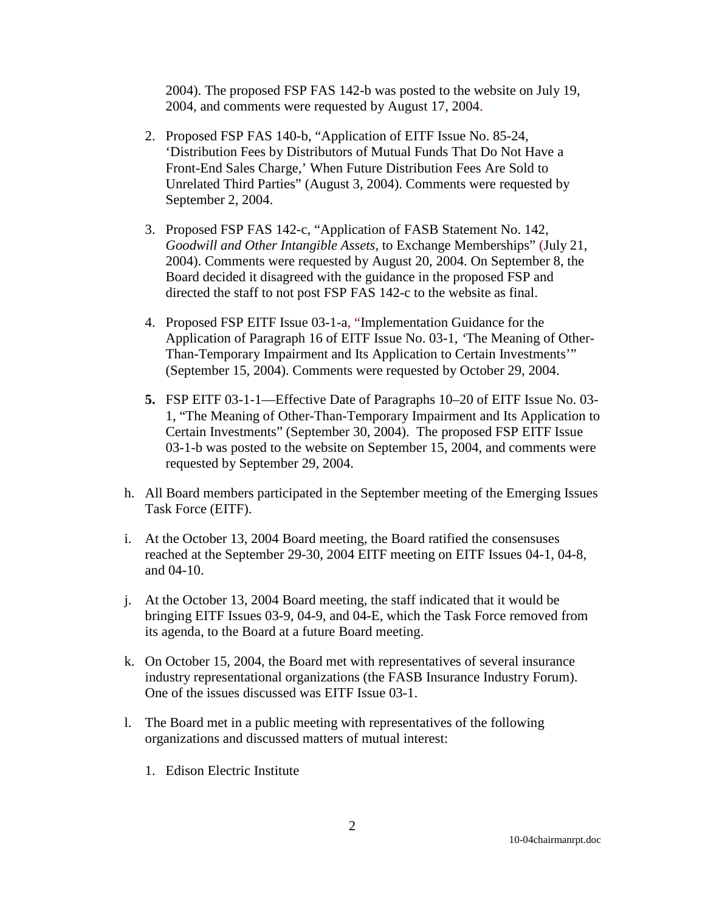2004). The proposed FSP FAS 142-b was posted to the website on July 19, 2004, and comments were requested by August 17, 2004.

2. Proposed FSP FAS 140-b, "Application of EITF Issue No. 85-24, 'Distribution Fees by Distributors of Mutual Funds That Do Not Have a Front-End Sales Charge,' When Future Distribution Fees Are Sold to Unrelated Third Parties" (August 3, 2004). Comments were requested by September 2, 2004.

3. Proposed FSP FAS 142-c, "Application of FASB Statement No. 142, *Goodwill and Other Intangible Assets,* to Exchange Memberships" (July 21, 2004). Comments were requested by August 20, 2004. On September 8, the Board decided it disagreed with the guidance in the proposed FSP and directed the staff to not post FSP FAS 142-c to the website as final.

4. Proposed FSP EITF Issue 03-1-a, "Implementation Guidance for the Application of Paragraph 16 of EITF Issue No. 03-1, 'The Meaning of Other-Than-Temporary Impairment and Its Application to Certain Investments'" (September 15, 2004). Comments were requested by October 29, 2004.

5. FSP EITF 03-1-1—Effective Date of Paragraphs 10–20 of EITF Issue No. 03-1, "The Meaning of Other-Than-Temporary Impairment and Its Application to Certain Investments" (September 30, 2004). The proposed FSP EITF Issue 03-1-b was posted to the website on September 15, 2004, and comments were requested by September 29, 2004.

h. All Board members participated in the September meeting of the Emerging Issues Task Force (EITF).

i. At the October 13, 2004 Board meeting, the Board ratified the consensuses reached at the September 29-30, 2004 EITF meeting on EITF Issues 04-1, 04-8, and 04-10.

j. At the October 13, 2004 Board meeting, the staff indicated that it would be bringing EITF Issues 03-9, 04-9, and 04-E, which the Task Force removed from its agenda, to the Board at a future Board meeting.

k. On October 15, 2004, the Board met with representatives of several insurance industry representational organizations (the FASB Insurance Industry Forum). One of the issues discussed was EITF Issue 03-1.

l. The Board met in a public meeting with representatives of the following organizations and discussed matters of mutual interest:

1. Edison Electric Institute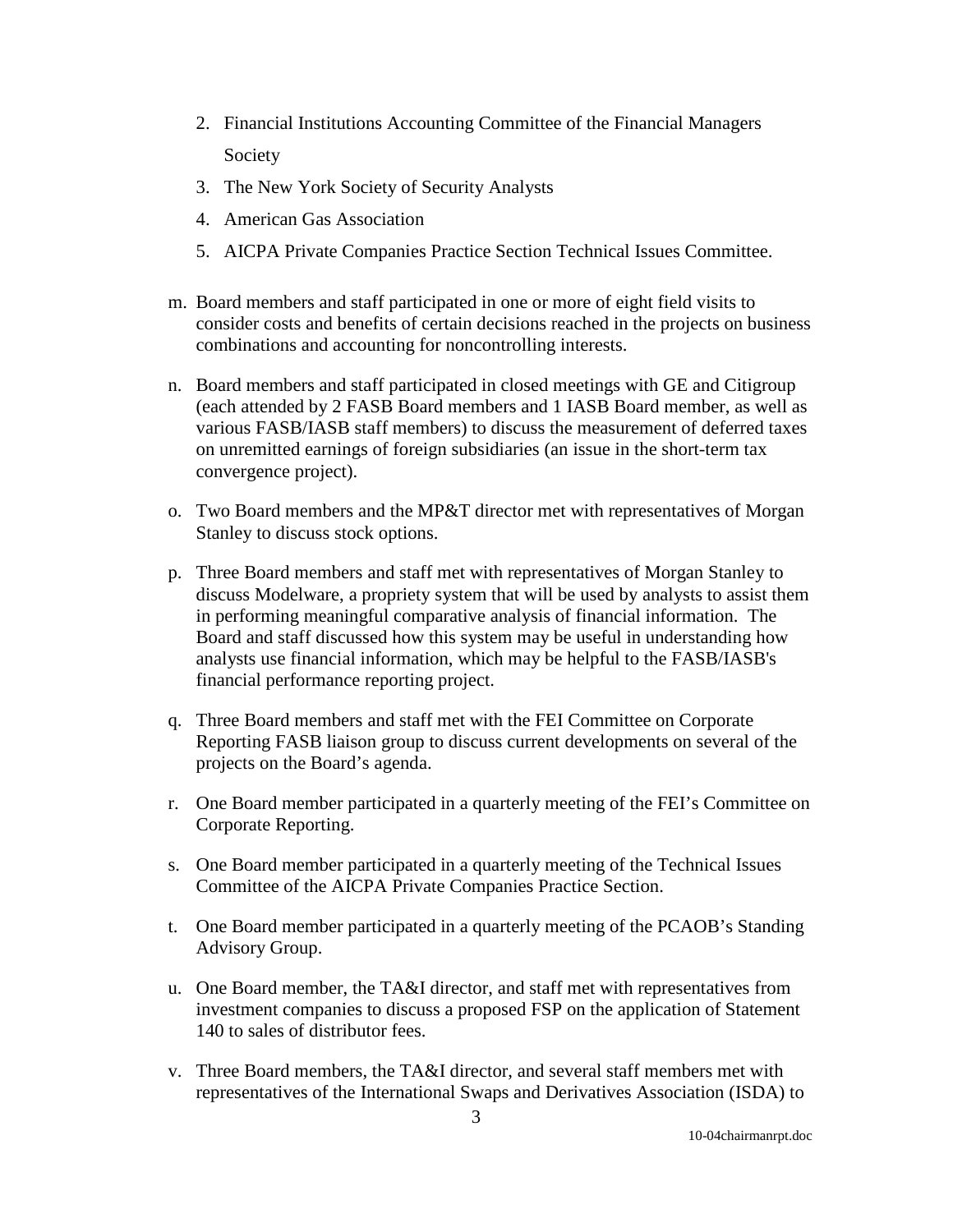2. Financial Institutions Accounting Committee of the Financial Managers Society
3. The New York Society of Security Analysts
4. American Gas Association
5. AICPA Private Companies Practice Section Technical Issues Committee.

m. Board members and staff participated in one or more of eight field visits to consider costs and benefits of certain decisions reached in the projects on business combinations and accounting for noncontrolling interests.

n. Board members and staff participated in closed meetings with GE and Citigroup (each attended by 2 FASB Board members and 1 IASB Board member, as well as various FASB/IASB staff members) to discuss the measurement of deferred taxes on unremitted earnings of foreign subsidiaries (an issue in the short-term tax convergence project).

o. Two Board members and the MP&T director met with representatives of Morgan Stanley to discuss stock options.

p. Three Board members and staff met with representatives of Morgan Stanley to discuss Modelware, a propriety system that will be used by analysts to assist them in performing meaningful comparative analysis of financial information. The Board and staff discussed how this system may be useful in understanding how analysts use financial information, which may be helpful to the FASB/IASB's financial performance reporting project.

q. Three Board members and staff met with the FEI Committee on Corporate Reporting FASB liaison group to discuss current developments on several of the projects on the Board's agenda.

r. One Board member participated in a quarterly meeting of the FEI's Committee on Corporate Reporting.

s. One Board member participated in a quarterly meeting of the Technical Issues Committee of the AICPA Private Companies Practice Section.

t. One Board member participated in a quarterly meeting of the PCAOB's Standing Advisory Group.

u. One Board member, the TA&I director, and staff met with representatives from investment companies to discuss a proposed FSP on the application of Statement 140 to sales of distributor fees.

v. Three Board members, the TA&I director, and several staff members met with representatives of the International Swaps and Derivatives Association (ISDA) to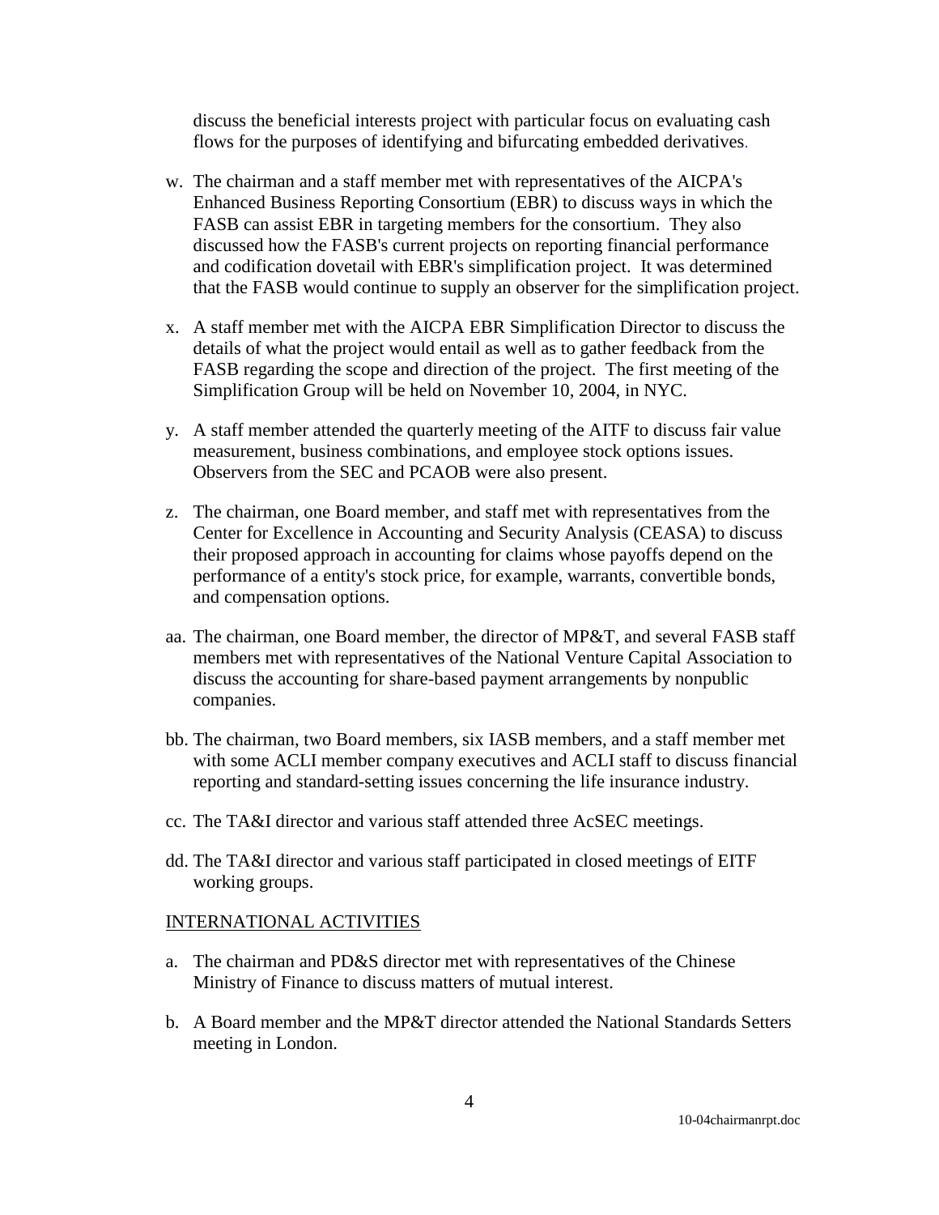discuss the beneficial interests project with particular focus on evaluating cash flows for the purposes of identifying and bifurcating embedded derivatives.

w. The chairman and a staff member met with representatives of the AICPA's Enhanced Business Reporting Consortium (EBR) to discuss ways in which the FASB can assist EBR in targeting members for the consortium. They also discussed how the FASB's current projects on reporting financial performance and codification dovetail with EBR's simplification project. It was determined that the FASB would continue to supply an observer for the simplification project.

x. A staff member met with the AICPA EBR Simplification Director to discuss the details of what the project would entail as well as to gather feedback from the FASB regarding the scope and direction of the project. The first meeting of the Simplification Group will be held on November 10, 2004, in NYC.

y. A staff member attended the quarterly meeting of the AITF to discuss fair value measurement, business combinations, and employee stock options issues. Observers from the SEC and PCAOB were also present.

z. The chairman, one Board member, and staff met with representatives from the Center for Excellence in Accounting and Security Analysis (CEASA) to discuss their proposed approach in accounting for claims whose payoffs depend on the performance of a entity's stock price, for example, warrants, convertible bonds, and compensation options.

aa. The chairman, one Board member, the director of MP&T, and several FASB staff members met with representatives of the National Venture Capital Association to discuss the accounting for share-based payment arrangements by nonpublic companies.

bb. The chairman, two Board members, six IASB members, and a staff member met with some ACLI member company executives and ACLI staff to discuss financial reporting and standard-setting issues concerning the life insurance industry.

cc. The TA&I director and various staff attended three AcSEC meetings.

dd. The TA&I director and various staff participated in closed meetings of EITF working groups.

INTERNATIONAL ACTIVITIES

a. The chairman and PD&S director met with representatives of the Chinese Ministry of Finance to discuss matters of mutual interest.

b. A Board member and the MP&T director attended the National Standards Setters meeting in London.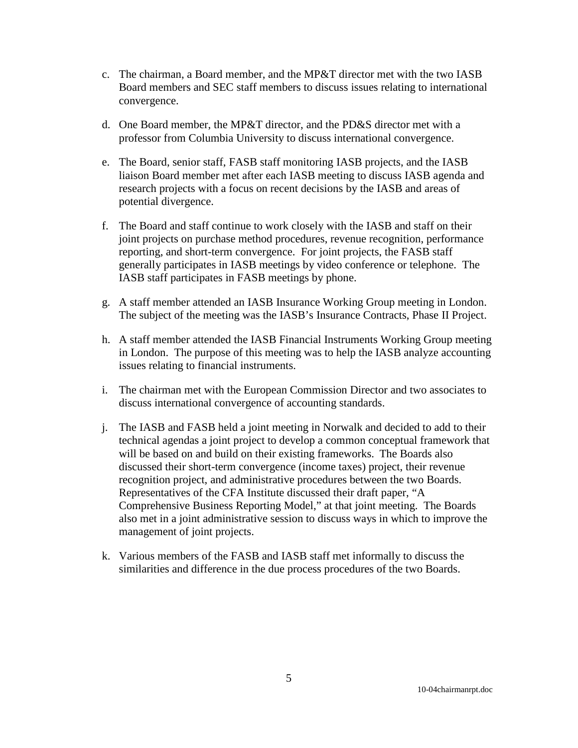c. The chairman, a Board member, and the MP&T director met with the two IASB Board members and SEC staff members to discuss issues relating to international convergence.

d. One Board member, the MP&T director, and the PD&S director met with a professor from Columbia University to discuss international convergence.

e. The Board, senior staff, FASB staff monitoring IASB projects, and the IASB liaison Board member met after each IASB meeting to discuss IASB agenda and research projects with a focus on recent decisions by the IASB and areas of potential divergence.

f. The Board and staff continue to work closely with the IASB and staff on their joint projects on purchase method procedures, revenue recognition, performance reporting, and short-term convergence. For joint projects, the FASB staff generally participates in IASB meetings by video conference or telephone. The IASB staff participates in FASB meetings by phone.

g. A staff member attended an IASB Insurance Working Group meeting in London. The subject of the meeting was the IASB's Insurance Contracts, Phase II Project.

h. A staff member attended the IASB Financial Instruments Working Group meeting in London. The purpose of this meeting was to help the IASB analyze accounting issues relating to financial instruments.

i. The chairman met with the European Commission Director and two associates to discuss international convergence of accounting standards.

j. The IASB and FASB held a joint meeting in Norwalk and decided to add to their technical agendas a joint project to develop a common conceptual framework that will be based on and build on their existing frameworks. The Boards also discussed their short-term convergence (income taxes) project, their revenue recognition project, and administrative procedures between the two Boards. Representatives of the CFA Institute discussed their draft paper, "A Comprehensive Business Reporting Model," at that joint meeting. The Boards also met in a joint administrative session to discuss ways in which to improve the management of joint projects.

k. Various members of the FASB and IASB staff met informally to discuss the similarities and difference in the due process procedures of the two Boards.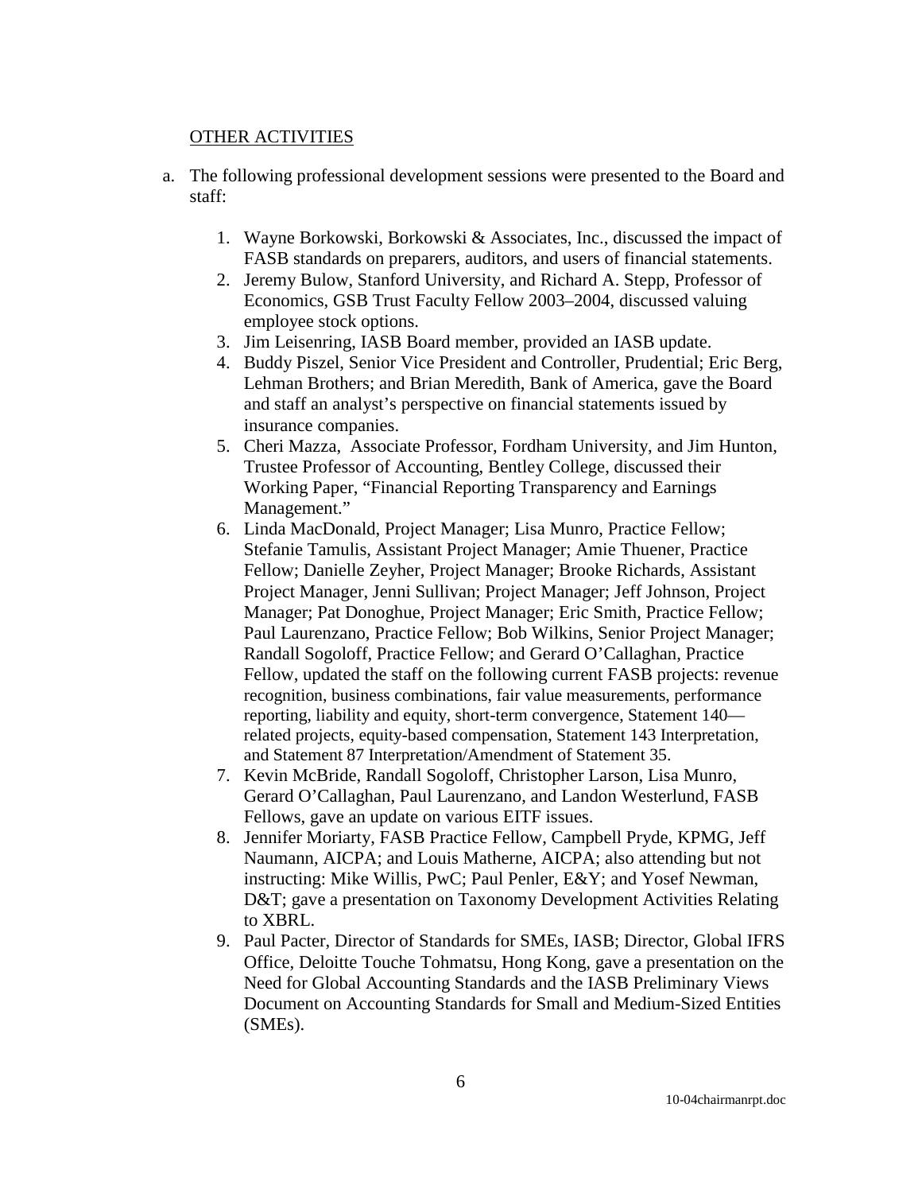OTHER ACTIVITIES

a. The following professional development sessions were presented to the Board and staff:

   1. Wayne Borkowski, Borkowski & Associates, Inc., discussed the impact of FASB standards on preparers, auditors, and users of financial statements.
   2. Jeremy Bulow, Stanford University, and Richard A. Stepp, Professor of Economics, GSB Trust Faculty Fellow 2003–2004, discussed valuing employee stock options.
   3. Jim Leisenring, IASB Board member, provided an IASB update.
   4. Buddy Piszel, Senior Vice President and Controller, Prudential; Eric Berg, Lehman Brothers; and Brian Meredith, Bank of America, gave the Board and staff an analyst's perspective on financial statements issued by insurance companies.
   5. Cheri Mazza, Associate Professor, Fordham University, and Jim Hunton, Trustee Professor of Accounting, Bentley College, discussed their Working Paper, "Financial Reporting Transparency and Earnings Management."
   6. Linda MacDonald, Project Manager; Lisa Munro, Practice Fellow; Stefanie Tamulis, Assistant Project Manager; Amie Thuener, Practice Fellow; Danielle Zeyher, Project Manager; Brooke Richards, Assistant Project Manager, Jenni Sullivan; Project Manager; Jeff Johnson, Project Manager; Pat Donoghue, Project Manager; Eric Smith, Practice Fellow; Paul Laurenzano, Practice Fellow; Bob Wilkins, Senior Project Manager; Randall Sogoloff, Practice Fellow; and Gerard O'Callaghan, Practice Fellow, updated the staff on the following current FASB projects: revenue recognition, business combinations, fair value measurements, performance reporting, liability and equity, short-term convergence, Statement 140—related projects, equity-based compensation, Statement 143 Interpretation, and Statement 87 Interpretation/Amendment of Statement 35.
   7. Kevin McBride, Randall Sogoloff, Christopher Larson, Lisa Munro, Gerard O'Callaghan, Paul Laurenzano, and Landon Westerlund, FASB Fellows, gave an update on various EITF issues.
   8. Jennifer Moriarty, FASB Practice Fellow, Campbell Pryde, KPMG, Jeff Naumann, AICPA; and Louis Matherne, AICPA; also attending but not instructing: Mike Willis, PwC; Paul Penler, E&Y; and Yosef Newman, D&T; gave a presentation on Taxonomy Development Activities Relating to XBRL.
   9. Paul Pacter, Director of Standards for SMEs, IASB; Director, Global IFRS Office, Deloitte Touche Tohmatsu, Hong Kong, gave a presentation on the Need for Global Accounting Standards and the IASB Preliminary Views Document on Accounting Standards for Small and Medium-Sized Entities (SMEs).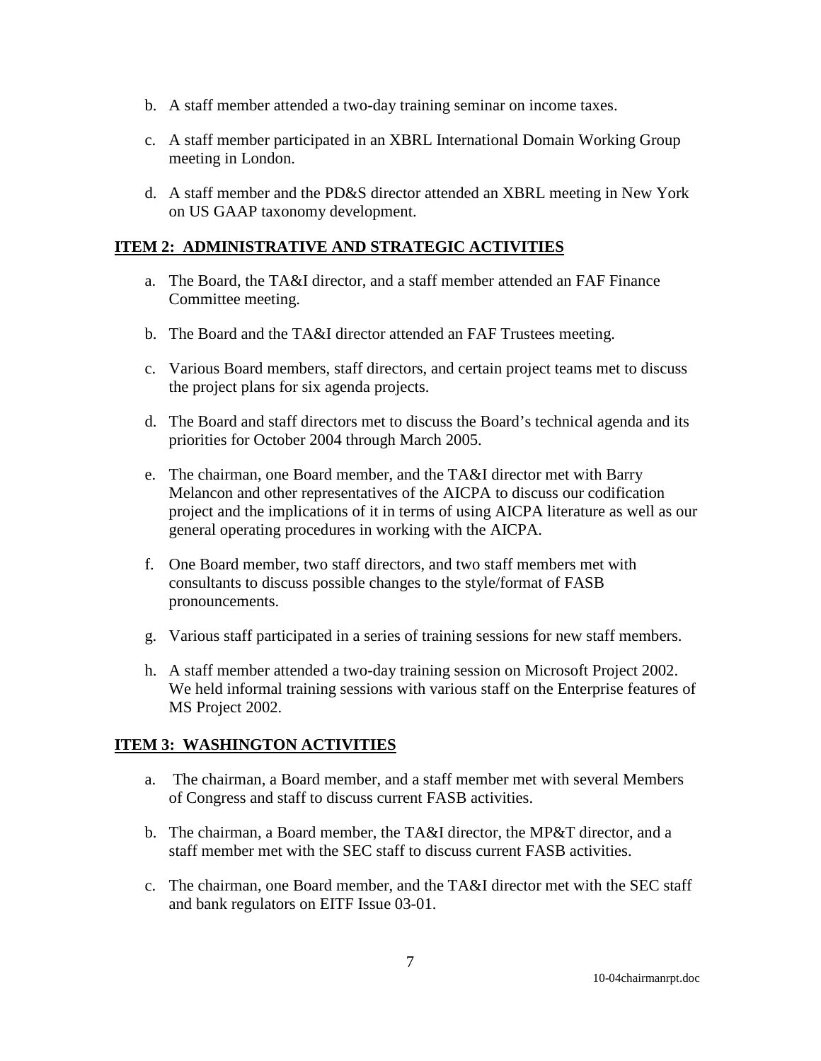b. A staff member attended a two-day training seminar on income taxes.

c. A staff member participated in an XBRL International Domain Working Group meeting in London.

d. A staff member and the PD&S director attended an XBRL meeting in New York on US GAAP taxonomy development.

## ITEM 2: ADMINISTRATIVE AND STRATEGIC ACTIVITIES

a. The Board, the TA&I director, and a staff member attended an FAF Finance Committee meeting.

b. The Board and the TA&I director attended an FAF Trustees meeting.

c. Various Board members, staff directors, and certain project teams met to discuss the project plans for six agenda projects.

d. The Board and staff directors met to discuss the Board's technical agenda and its priorities for October 2004 through March 2005.

e. The chairman, one Board member, and the TA&I director met with Barry Melancon and other representatives of the AICPA to discuss our codification project and the implications of it in terms of using AICPA literature as well as our general operating procedures in working with the AICPA.

f. One Board member, two staff directors, and two staff members met with consultants to discuss possible changes to the style/format of FASB pronouncements.

g. Various staff participated in a series of training sessions for new staff members.

h. A staff member attended a two-day training session on Microsoft Project 2002. We held informal training sessions with various staff on the Enterprise features of MS Project 2002.

## ITEM 3: WASHINGTON ACTIVITIES

a. The chairman, a Board member, and a staff member met with several Members of Congress and staff to discuss current FASB activities.

b. The chairman, a Board member, the TA&I director, the MP&T director, and a staff member met with the SEC staff to discuss current FASB activities.

c. The chairman, one Board member, and the TA&I director met with the SEC staff and bank regulators on EITF Issue 03-01.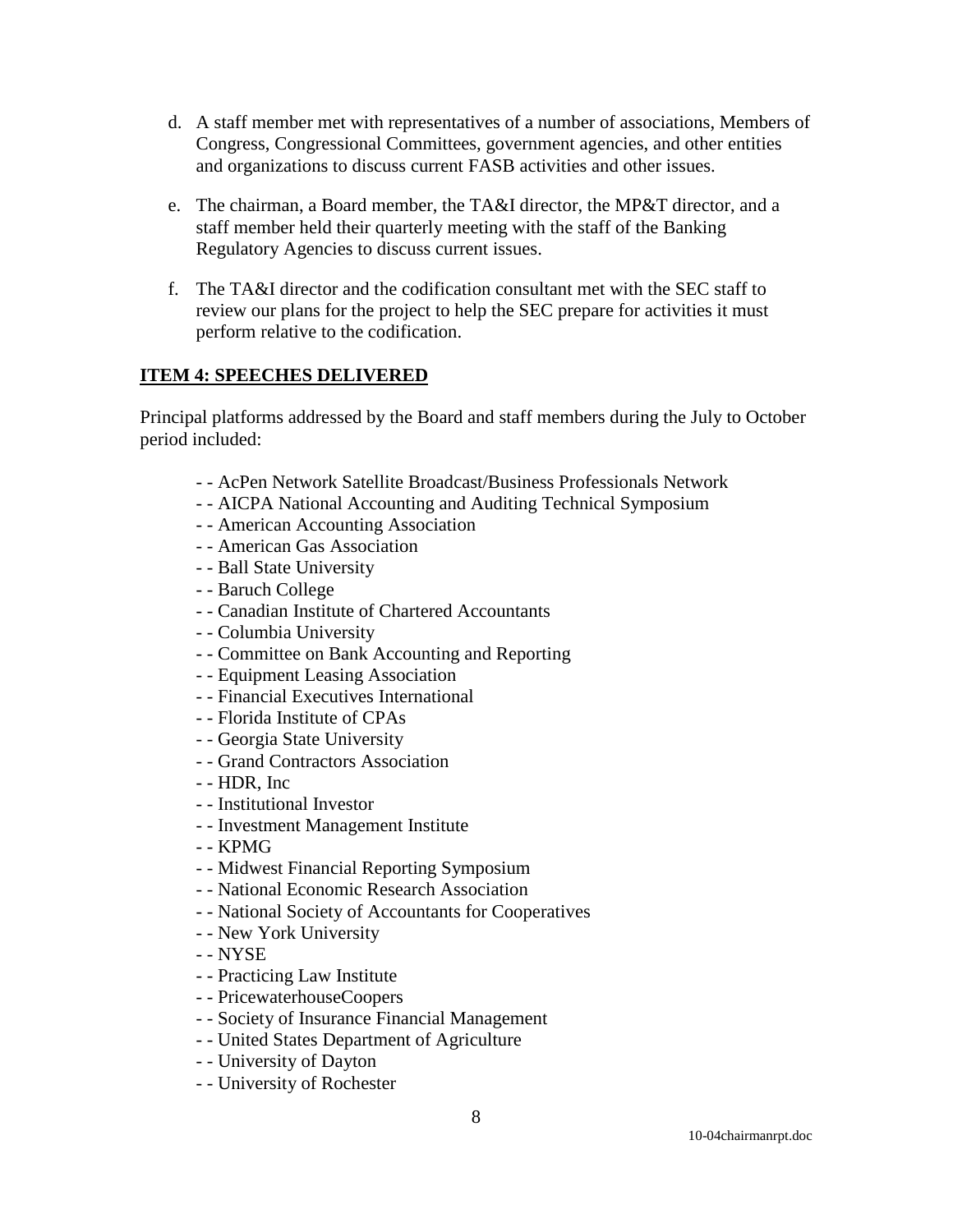d. A staff member met with representatives of a number of associations, Members of Congress, Congressional Committees, government agencies, and other entities and organizations to discuss current FASB activities and other issues.

e. The chairman, a Board member, the TA&I director, the MP&T director, and a staff member held their quarterly meeting with the staff of the Banking Regulatory Agencies to discuss current issues.

f. The TA&I director and the codification consultant met with the SEC staff to review our plans for the project to help the SEC prepare for activities it must perform relative to the codification.

**ITEM 4: SPEECHES DELIVERED**

Principal platforms addressed by the Board and staff members during the July to October period included:

- - AcPen Network Satellite Broadcast/Business Professionals Network
- - AICPA National Accounting and Auditing Technical Symposium
- - American Accounting Association
- - American Gas Association
- - Ball State University
- - Baruch College
- - Canadian Institute of Chartered Accountants
- - Columbia University
- - Committee on Bank Accounting and Reporting
- - Equipment Leasing Association
- - Financial Executives International
- - Florida Institute of CPAs
- - Georgia State University
- - Grand Contractors Association
- - HDR, Inc
- - Institutional Investor
- - Investment Management Institute
- - KPMG
- - Midwest Financial Reporting Symposium
- - National Economic Research Association
- - National Society of Accountants for Cooperatives
- - New York University
- - NYSE
- - Practicing Law Institute
- - PricewaterhouseCoopers
- - Society of Insurance Financial Management
- - United States Department of Agriculture
- - University of Dayton
- - University of Rochester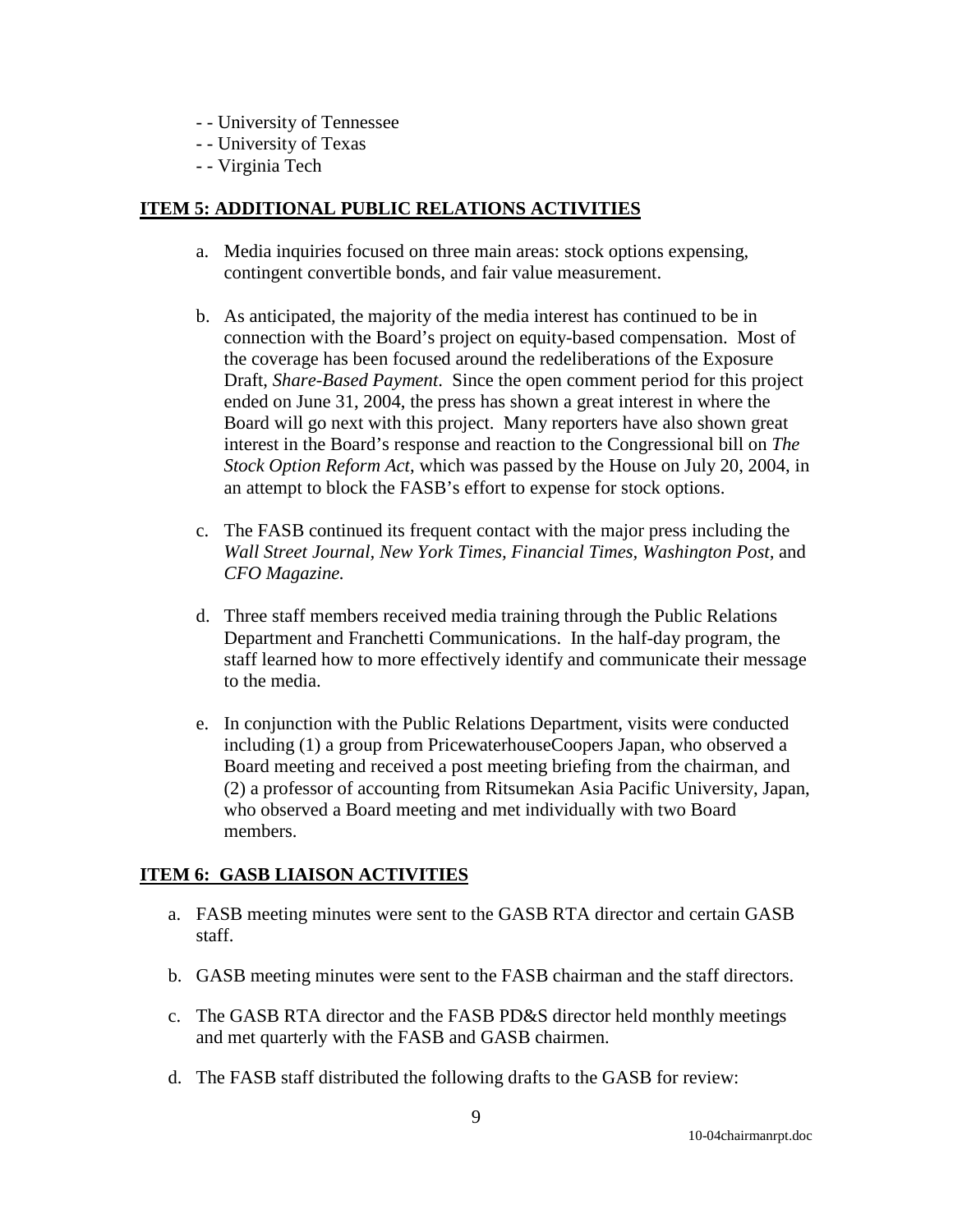- - University of Tennessee
- - University of Texas
- - Virginia Tech

## ITEM 5: ADDITIONAL PUBLIC RELATIONS ACTIVITIES

a. Media inquiries focused on three main areas: stock options expensing, contingent convertible bonds, and fair value measurement.

b. As anticipated, the majority of the media interest has continued to be in connection with the Board's project on equity-based compensation. Most of the coverage has been focused around the redeliberations of the Exposure Draft, *Share-Based Payment*. Since the open comment period for this project ended on June 31, 2004, the press has shown a great interest in where the Board will go next with this project. Many reporters have also shown great interest in the Board's response and reaction to the Congressional bill on *The Stock Option Reform Act*, which was passed by the House on July 20, 2004, in an attempt to block the FASB's effort to expense for stock options.

c. The FASB continued its frequent contact with the major press including the *Wall Street Journal, New York Times, Financial Times, Washington Post*, and *CFO Magazine.*

d. Three staff members received media training through the Public Relations Department and Franchetti Communications. In the half-day program, the staff learned how to more effectively identify and communicate their message to the media.

e. In conjunction with the Public Relations Department, visits were conducted including (1) a group from PricewaterhouseCoopers Japan, who observed a Board meeting and received a post meeting briefing from the chairman, and (2) a professor of accounting from Ritsumekan Asia Pacific University, Japan, who observed a Board meeting and met individually with two Board members.

## ITEM 6: GASB LIAISON ACTIVITIES

a. FASB meeting minutes were sent to the GASB RTA director and certain GASB staff.

b. GASB meeting minutes were sent to the FASB chairman and the staff directors.

c. The GASB RTA director and the FASB PD&S director held monthly meetings and met quarterly with the FASB and GASB chairmen.

d. The FASB staff distributed the following drafts to the GASB for review: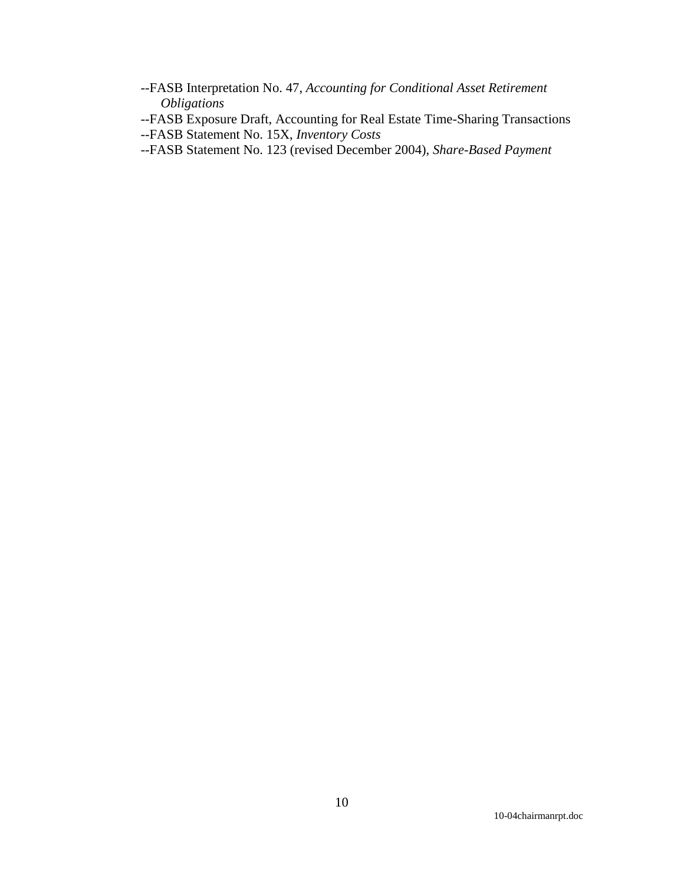--FASB Interpretation No. 47, *Accounting for Conditional Asset Retirement Obligations*

--FASB Exposure Draft, Accounting for Real Estate Time-Sharing Transactions

--FASB Statement No. 15X, *Inventory Costs*

--FASB Statement No. 123 (revised December 2004), *Share-Based Payment*